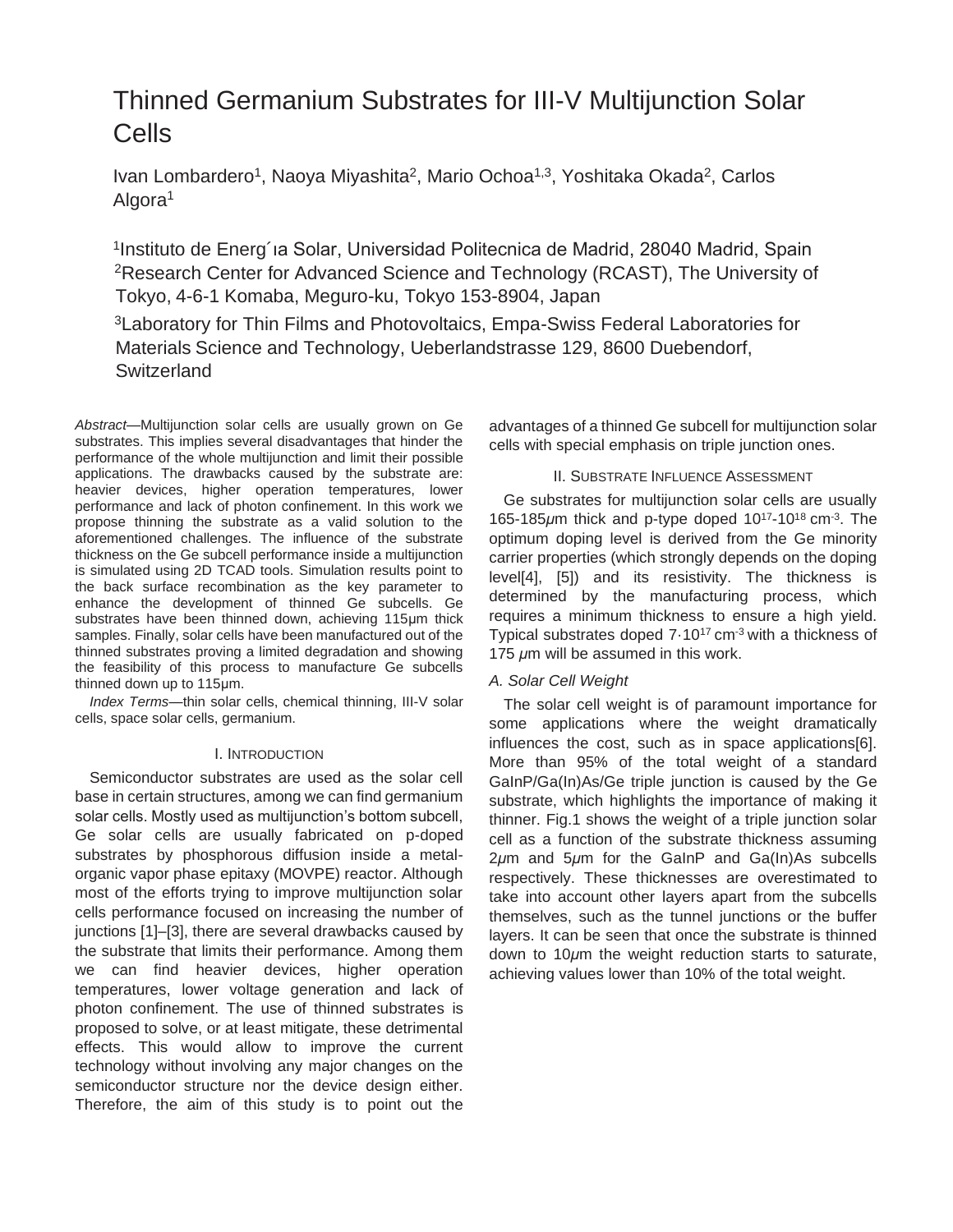# Thinned Germanium Substrates for III-V Multijunction Solar Cells

Ivan Lombardero[1], Naoya Miyashita[2], Mario Ochoa[1,3], Yoshitaka Okada[2], Carlos Algora[1]

[1]Instituto de Energ´ıa Solar, Universidad Politecnica de Madrid, 28040 Madrid, Spain
[2]Research Center for Advanced Science and Technology (RCAST), The University of Tokyo, 4-6-1 Komaba, Meguro-ku, Tokyo 153-8904, Japan
[3]Laboratory for Thin Films and Photovoltaics, Empa-Swiss Federal Laboratories for Materials Science and Technology, Ueberlandstrasse 129, 8600 Duebendorf, Switzerland

*Abstract*—Multijunction solar cells are usually grown on Ge substrates. This implies several disadvantages that hinder the performance of the whole multijunction and limit their possible applications. The drawbacks caused by the substrate are: heavier devices, higher operation temperatures, lower performance and lack of photon confinement. In this work we propose thinning the substrate as a valid solution to the aforementioned challenges. The influence of the substrate thickness on the Ge subcell performance inside a multijunction is simulated using 2D TCAD tools. Simulation results point to the back surface recombination as the key parameter to enhance the development of thinned Ge subcells. Ge substrates have been thinned down, achieving 115μm thick samples. Finally, solar cells have been manufactured out of the thinned substrates proving a limited degradation and showing the feasibility of this process to manufacture Ge subcells thinned down up to 115μm.

*Index Terms*—thin solar cells, chemical thinning, III-V solar cells, space solar cells, germanium.

## I. Introduction

Semiconductor substrates are used as the solar cell base in certain structures, among we can find germanium solar cells. Mostly used as multijunction's bottom subcell, Ge solar cells are usually fabricated on p-doped substrates by phosphorous diffusion inside a metal-organic vapor phase epitaxy (MOVPE) reactor. Although most of the efforts trying to improve multijunction solar cells performance focused on increasing the number of junctions [1]–[3], there are several drawbacks caused by the substrate that limits their performance. Among them we can find heavier devices, higher operation temperatures, lower voltage generation and lack of photon confinement. The use of thinned substrates is proposed to solve, or at least mitigate, these detrimental effects. This would allow to improve the current technology without involving any major changes on the semiconductor structure nor the device design either. Therefore, the aim of this study is to point out the advantages of a thinned Ge subcell for multijunction solar cells with special emphasis on triple junction ones.

## II. Substrate Influence Assessment

Ge substrates for multijunction solar cells are usually 165-185$\mu$m thick and p-type doped $10^{17}$-$10^{18}$ cm$^{-3}$. The optimum doping level is derived from the Ge minority carrier properties (which strongly depends on the doping level[4], [5]) and its resistivity. The thickness is determined by the manufacturing process, which requires a minimum thickness to ensure a high yield. Typical substrates doped $7 \cdot 10^{17}$ cm$^{-3}$ with a thickness of 175 $\mu$m will be assumed in this work.

### *A. Solar Cell Weight*

The solar cell weight is of paramount importance for some applications where the weight dramatically influences the cost, such as in space applications[6]. More than 95% of the total weight of a standard GaInP/Ga(In)As/Ge triple junction is caused by the Ge substrate, which highlights the importance of making it thinner. Fig.1 shows the weight of a triple junction solar cell as a function of the substrate thickness assuming 2$\mu$m and 5$\mu$m for the GaInP and Ga(In)As subcells respectively. These thicknesses are overestimated to take into account other layers apart from the subcells themselves, such as the tunnel junctions or the buffer layers. It can be seen that once the substrate is thinned down to 10$\mu$m the weight reduction starts to saturate, achieving values lower than 10% of the total weight.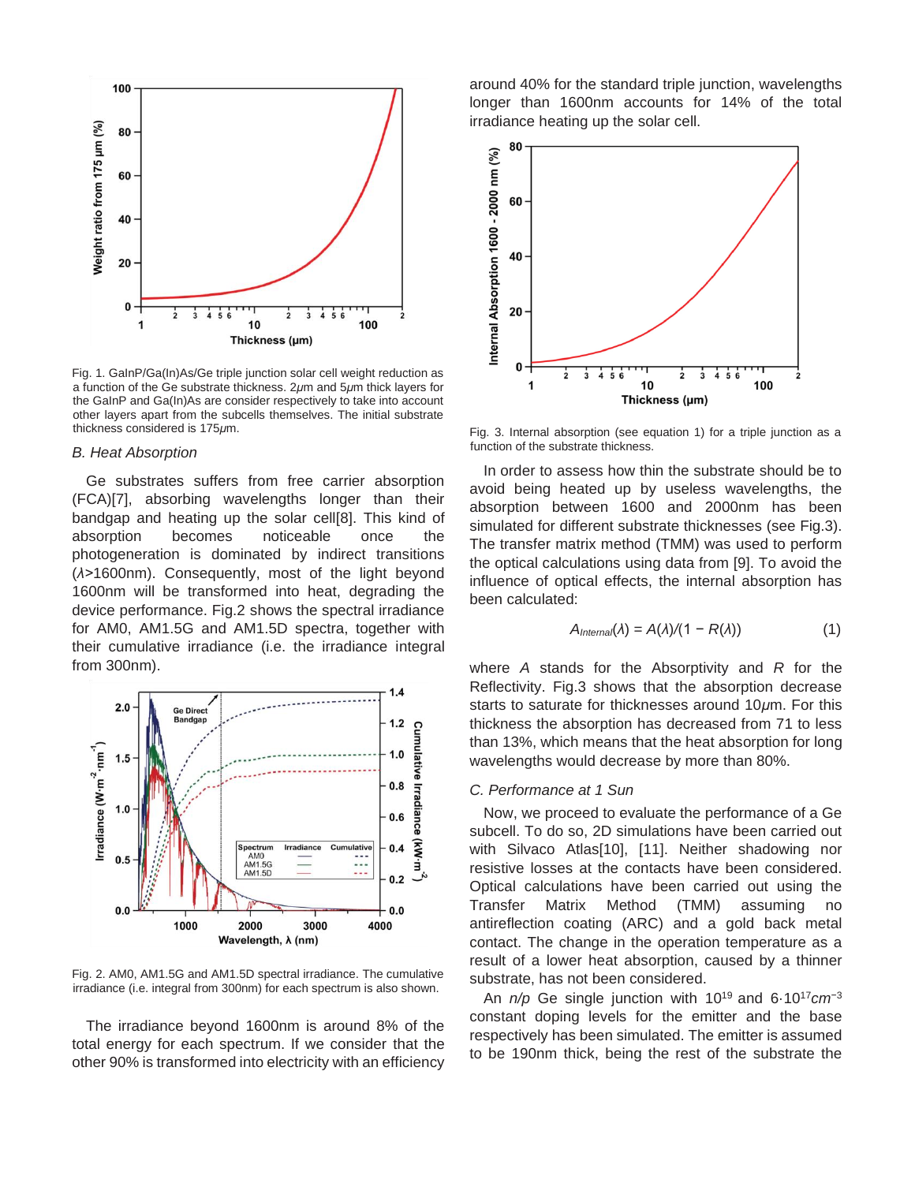Fig. 1. GaInP/Ga(In)As/Ge triple junction solar cell weight reduction as a function of the Ge substrate thickness. 2$\mu$m and 5$\mu$m thick layers for the GaInP and Ga(In)As are consider respectively to take into account other layers apart from the subcells themselves. The initial substrate thickness considered is 175$\mu$m.

### *B. Heat Absorption*

Ge substrates suffers from free carrier absorption (FCA)[7], absorbing wavelengths longer than their bandgap and heating up the solar cell[8]. This kind of absorption becomes noticeable once the photogeneration is dominated by indirect transitions ($\lambda$>1600nm). Consequently, most of the light beyond 1600nm will be transformed into heat, degrading the device performance. Fig.2 shows the spectral irradiance for AM0, AM1.5G and AM1.5D spectra, together with their cumulative irradiance (i.e. the irradiance integral from 300nm).

Fig. 2. AM0, AM1.5G and AM1.5D spectral irradiance. The cumulative irradiance (i.e. integral from 300nm) for each spectrum is also shown.

The irradiance beyond 1600nm is around 8% of the total energy for each spectrum. If we consider that the other 90% is transformed into electricity with an efficiency around 40% for the standard triple junction, wavelengths longer than 1600nm accounts for 14% of the total irradiance heating up the solar cell.

Fig. 3. Internal absorption (see equation 1) for a triple junction as a function of the substrate thickness.

In order to assess how thin the substrate should be to avoid being heated up by useless wavelengths, the absorption between 1600 and 2000nm has been simulated for different substrate thicknesses (see Fig.3). The transfer matrix method (TMM) was used to perform the optical calculations using data from [9]. To avoid the influence of optical effects, the internal absorption has been calculated:

$$A_{Internal}(\lambda) = A(\lambda)/(1 - R(\lambda)) \qquad (1)$$

where $A$ stands for the Absorptivity and $R$ for the Reflectivity. Fig.3 shows that the absorption decrease starts to saturate for thicknesses around 10$\mu$m. For this thickness the absorption has decreased from 71 to less than 13%, which means that the heat absorption for long wavelengths would decrease by more than 80%.

### *C. Performance at 1 Sun*

Now, we proceed to evaluate the performance of a Ge subcell. To do so, 2D simulations have been carried out with Silvaco Atlas[10], [11]. Neither shadowing nor resistive losses at the contacts have been considered. Optical calculations have been carried out using the Transfer Matrix Method (TMM) assuming no antireflection coating (ARC) and a gold back metal contact. The change in the operation temperature as a result of a lower heat absorption, caused by a thinner substrate, has not been considered.

An *n/p* Ge single junction with $10^{19}$ and $6{\cdot}10^{17} cm^{-3}$ constant doping levels for the emitter and the base respectively has been simulated. The emitter is assumed to be 190nm thick, being the rest of the substrate the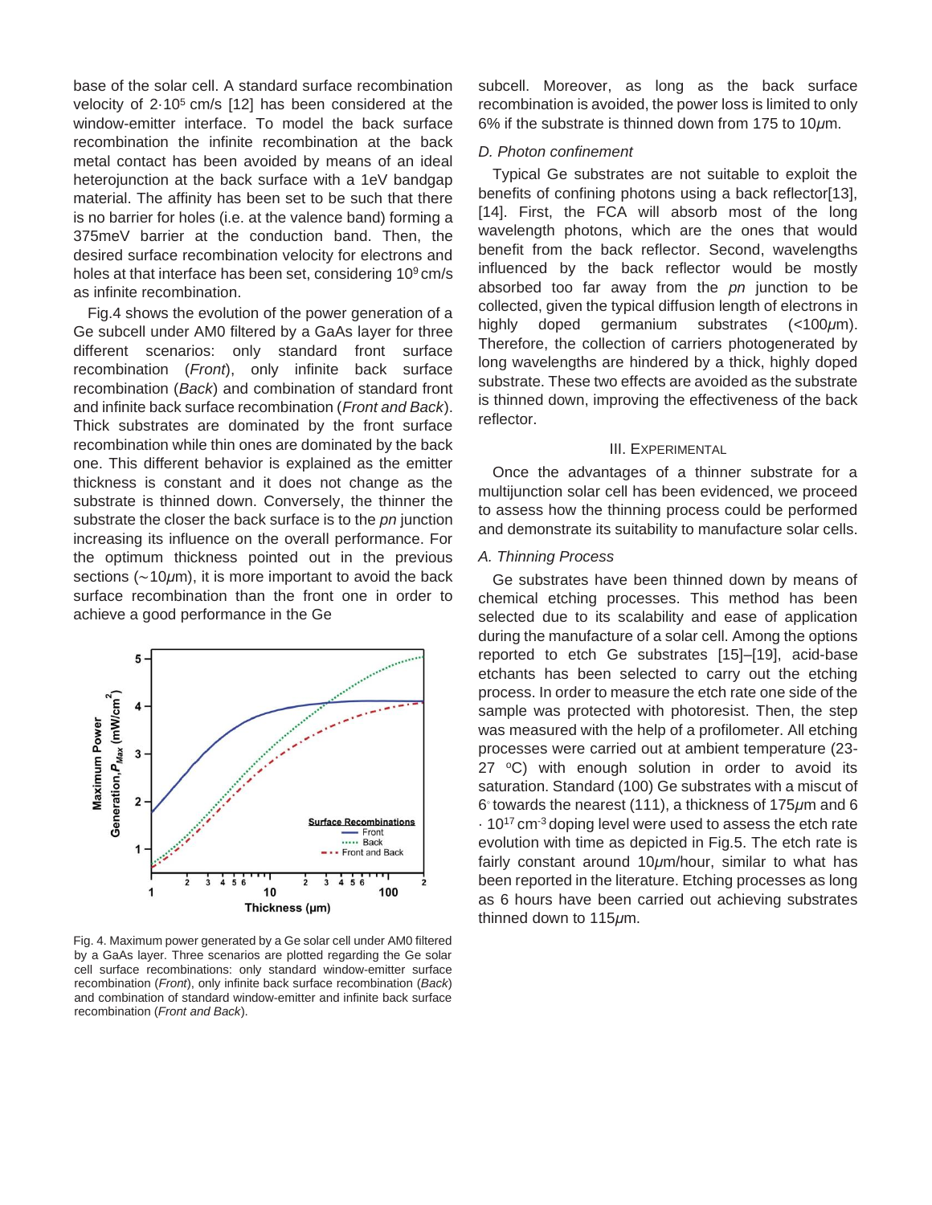base of the solar cell. A standard surface recombination velocity of $2 \cdot 10^5$ cm/s [12] has been considered at the window-emitter interface. To model the back surface recombination the infinite recombination at the back metal contact has been avoided by means of an ideal heterojunction at the back surface with a 1eV bandgap material. The affinity has been set to be such that there is no barrier for holes (i.e. at the valence band) forming a 375meV barrier at the conduction band. Then, the desired surface recombination velocity for electrons and holes at that interface has been set, considering $10^9$ cm/s as infinite recombination.

Fig.4 shows the evolution of the power generation of a Ge subcell under AM0 filtered by a GaAs layer for three different scenarios: only standard front surface recombination (*Front*), only infinite back surface recombination (*Back*) and combination of standard front and infinite back surface recombination (*Front and Back*). Thick substrates are dominated by the front surface recombination while thin ones are dominated by the back one. This different behavior is explained as the emitter thickness is constant and it does not change as the substrate is thinned down. Conversely, the thinner the substrate the closer the back surface is to the *pn* junction increasing its influence on the overall performance. For the optimum thickness pointed out in the previous sections (~10$\mu$m), it is more important to avoid the back surface recombination than the front one in order to achieve a good performance in the Ge subcell. Moreover, as long as the back surface recombination is avoided, the power loss is limited to only 6% if the substrate is thinned down from 175 to 10$\mu$m.

Fig. 4. Maximum power generated by a Ge solar cell under AM0 filtered by a GaAs layer. Three scenarios are plotted regarding the Ge solar cell surface recombinations: only standard window-emitter surface recombination (*Front*), only infinite back surface recombination (*Back*) and combination of standard window-emitter and infinite back surface recombination (*Front and Back*).

### D. Photon confinement

Typical Ge substrates are not suitable to exploit the benefits of confining photons using a back reflector[13], [14]. First, the FCA will absorb most of the long wavelength photons, which are the ones that would benefit from the back reflector. Second, wavelengths influenced by the back reflector would be mostly absorbed too far away from the *pn* junction to be collected, given the typical diffusion length of electrons in highly doped germanium substrates (<100$\mu$m). Therefore, the collection of carriers photogenerated by long wavelengths are hindered by a thick, highly doped substrate. These two effects are avoided as the substrate is thinned down, improving the effectiveness of the back reflector.

## III. Experimental

Once the advantages of a thinner substrate for a multijunction solar cell has been evidenced, we proceed to assess how the thinning process could be performed and demonstrate its suitability to manufacture solar cells.

### A. Thinning Process

Ge substrates have been thinned down by means of chemical etching processes. This method has been selected due to its scalability and ease of application during the manufacture of a solar cell. Among the options reported to etch Ge substrates [15]–[19], acid-base etchants has been selected to carry out the etching process. In order to measure the etch rate one side of the sample was protected with photoresist. Then, the step was measured with the help of a profilometer. All etching processes were carried out at ambient temperature (23-27 °C) with enough solution in order to avoid its saturation. Standard (100) Ge substrates with a miscut of 6° towards the nearest (111), a thickness of 175$\mu$m and $6 \cdot 10^{17}$ cm$^{-3}$ doping level were used to assess the etch rate evolution with time as depicted in Fig.5. The etch rate is fairly constant around 10$\mu$m/hour, similar to what has been reported in the literature. Etching processes as long as 6 hours have been carried out achieving substrates thinned down to 115$\mu$m.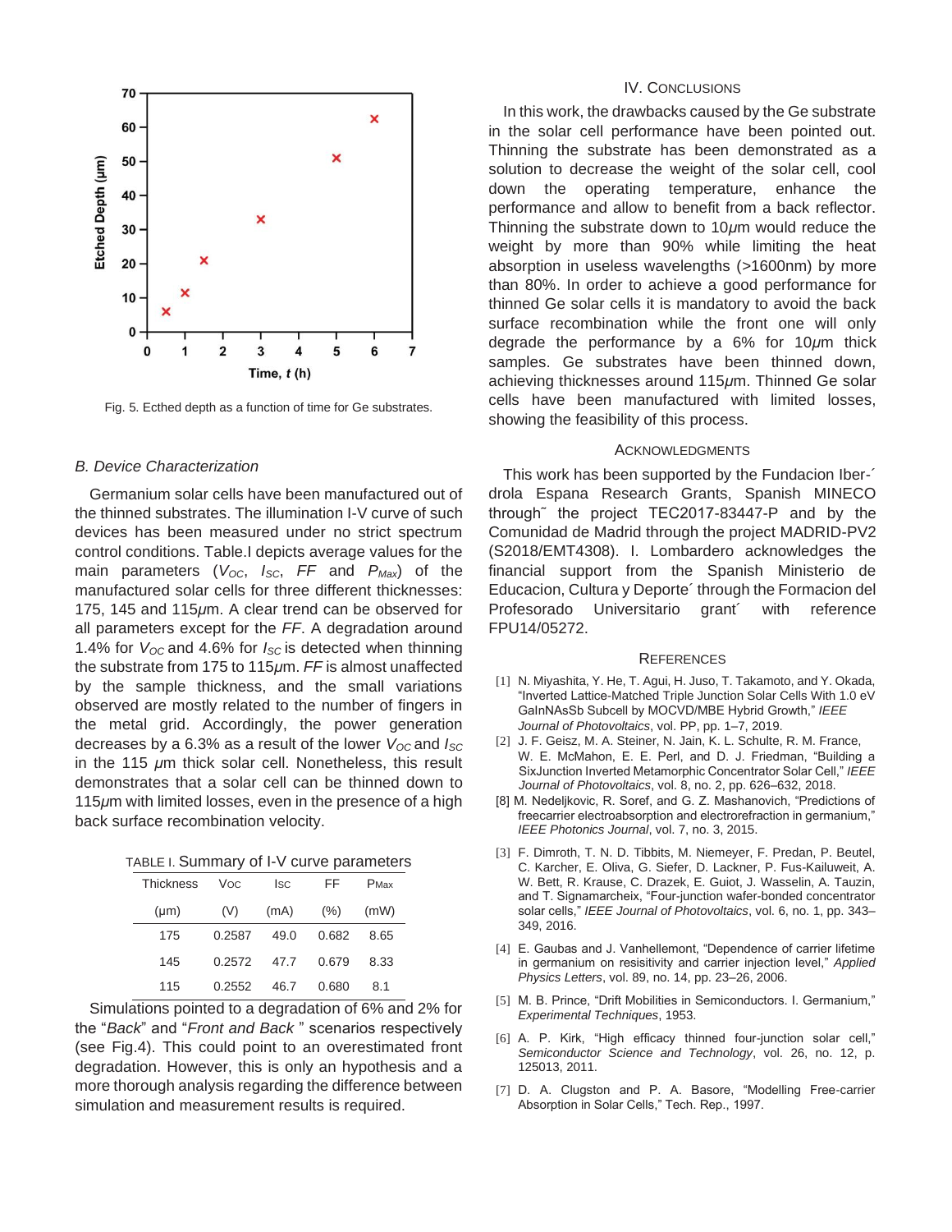Fig. 5. Ecthed depth as a function of time for Ge substrates.

### B. Device Characterization

Germanium solar cells have been manufactured out of the thinned substrates. The illumination I-V curve of such devices has been measured under no strict spectrum control conditions. Table.I depicts average values for the main parameters ($V_{OC}$, $I_{SC}$, $FF$ and $P_{Max}$) of the manufactured solar cells for three different thicknesses: 175, 145 and 115$\mu$m. A clear trend can be observed for all parameters except for the *FF*. A degradation around 1.4% for $V_{OC}$ and 4.6% for $I_{SC}$ is detected when thinning the substrate from 175 to 115$\mu$m. *FF* is almost unaffected by the sample thickness, and the small variations observed are mostly related to the number of fingers in the metal grid. Accordingly, the power generation decreases by a 6.3% as a result of the lower $V_{OC}$ and $I_{SC}$ in the 115 $\mu$m thick solar cell. Nonetheless, this result demonstrates that a solar cell can be thinned down to 115$\mu$m with limited losses, even in the presence of a high back surface recombination velocity.

TABLE I. Summary of I-V curve parameters

| Thickness (μm) | $V_{OC}$ (V) | $I_{SC}$ (mA) | FF (%) | $P_{Max}$ (mW) |
|---|---|---|---|---|
| 175 | 0.2587 | 49.0 | 0.682 | 8.65 |
| 145 | 0.2572 | 47.7 | 0.679 | 8.33 |
| 115 | 0.2552 | 46.7 | 0.680 | 8.1 |

Simulations pointed to a degradation of 6% and 2% for the "*Back*" and "*Front and Back* " scenarios respectively (see Fig.4). This could point to an overestimated front degradation. However, this is only an hypothesis and a more thorough analysis regarding the difference between simulation and measurement results is required.

## IV. Conclusions

In this work, the drawbacks caused by the Ge substrate in the solar cell performance have been pointed out. Thinning the substrate has been demonstrated as a solution to decrease the weight of the solar cell, cool down the operating temperature, enhance the performance and allow to benefit from a back reflector. Thinning the substrate down to 10$\mu$m would reduce the weight by more than 90% while limiting the heat absorption in useless wavelengths (>1600nm) by more than 80%. In order to achieve a good performance for thinned Ge solar cells it is mandatory to avoid the back surface recombination while the front one will only degrade the performance by a 6% for 10$\mu$m thick samples. Ge substrates have been thinned down, achieving thicknesses around 115$\mu$m. Thinned Ge solar cells have been manufactured with limited losses, showing the feasibility of this process.

## Acknowledgments

This work has been supported by the Fundacion Iber-´ drola Espana Research Grants, Spanish MINECO through˜ the project TEC2017-83447-P and by the Comunidad de Madrid through the project MADRID-PV2 (S2018/EMT4308). I. Lombardero acknowledges the financial support from the Spanish Ministerio de Educacion, Cultura y Deporte´ through the Formacion del Profesorado Universitario grant´ with reference FPU14/05272.

## References

[1] N. Miyashita, Y. He, T. Agui, H. Juso, T. Takamoto, and Y. Okada, "Inverted Lattice-Matched Triple Junction Solar Cells With 1.0 eV GaInNAsSb Subcell by MOCVD/MBE Hybrid Growth," *IEEE Journal of Photovoltaics*, vol. PP, pp. 1–7, 2019.

[2] J. F. Geisz, M. A. Steiner, N. Jain, K. L. Schulte, R. M. France, W. E. McMahon, E. E. Perl, and D. J. Friedman, "Building a SixJunction Inverted Metamorphic Concentrator Solar Cell," *IEEE Journal of Photovoltaics*, vol. 8, no. 2, pp. 626–632, 2018.

[8] M. Nedeljkovic, R. Soref, and G. Z. Mashanovich, "Predictions of freecarrier electroabsorption and electrorefraction in germanium," *IEEE Photonics Journal*, vol. 7, no. 3, 2015.

[3] F. Dimroth, T. N. D. Tibbits, M. Niemeyer, F. Predan, P. Beutel, C. Karcher, E. Oliva, G. Siefer, D. Lackner, P. Fus-Kailuweit, A. W. Bett, R. Krause, C. Drazek, E. Guiot, J. Wasselin, A. Tauzin, and T. Signamarcheix, "Four-junction wafer-bonded concentrator solar cells," *IEEE Journal of Photovoltaics*, vol. 6, no. 1, pp. 343–349, 2016.

[4] E. Gaubas and J. Vanhellemont, "Dependence of carrier lifetime in germanium on resisitivity and carrier injection level," *Applied Physics Letters*, vol. 89, no. 14, pp. 23–26, 2006.

[5] M. B. Prince, "Drift Mobilities in Semiconductors. I. Germanium," *Experimental Techniques*, 1953.

[6] A. P. Kirk, "High efficacy thinned four-junction solar cell," *Semiconductor Science and Technology*, vol. 26, no. 12, p. 125013, 2011.

[7] D. A. Clugston and P. A. Basore, "Modelling Free-carrier Absorption in Solar Cells," Tech. Rep., 1997.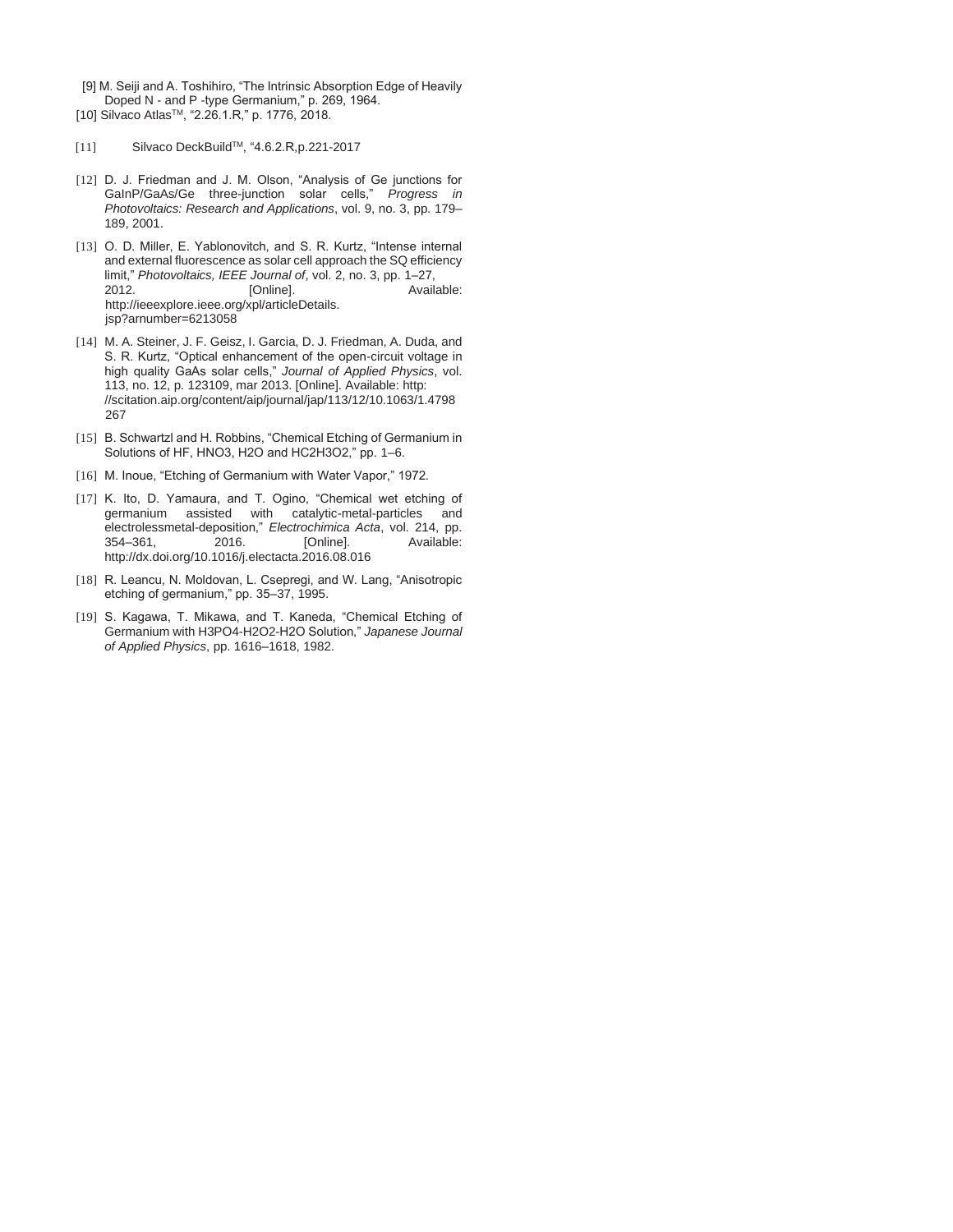[9] M. Seiji and A. Toshihiro, "The Intrinsic Absorption Edge of Heavily Doped N - and P -type Germanium," p. 269, 1964.

[10] Silvaco Atlas™, "2.26.1.R," p. 1776, 2018.

[11] Silvaco DeckBuild™, "4.6.2.R,p.221-2017

[12] D. J. Friedman and J. M. Olson, "Analysis of Ge junctions for GaInP/GaAs/Ge three-junction solar cells," *Progress in Photovoltaics: Research and Applications*, vol. 9, no. 3, pp. 179–189, 2001.

[13] O. D. Miller, E. Yablonovitch, and S. R. Kurtz, "Intense internal and external fluorescence as solar cell approach the SQ efficiency limit," *Photovoltaics, IEEE Journal of*, vol. 2, no. 3, pp. 1–27, 2012. [Online]. Available: http://ieeexplore.ieee.org/xpl/articleDetails.jsp?arnumber=6213058

[14] M. A. Steiner, J. F. Geisz, I. Garcia, D. J. Friedman, A. Duda, and S. R. Kurtz, "Optical enhancement of the open-circuit voltage in high quality GaAs solar cells," *Journal of Applied Physics*, vol. 113, no. 12, p. 123109, mar 2013. [Online]. Available: http://scitation.aip.org/content/aip/journal/jap/113/12/10.1063/1.4798267

[15] B. Schwartzl and H. Robbins, "Chemical Etching of Germanium in Solutions of HF, HNO3, H2O and HC2H3O2," pp. 1–6.

[16] M. Inoue, "Etching of Germanium with Water Vapor," 1972.

[17] K. Ito, D. Yamaura, and T. Ogino, "Chemical wet etching of germanium assisted with catalytic-metal-particles and electrolessmetal-deposition," *Electrochimica Acta*, vol. 214, pp. 354–361, 2016. [Online]. Available: http://dx.doi.org/10.1016/j.electacta.2016.08.016

[18] R. Leancu, N. Moldovan, L. Csepregi, and W. Lang, "Anisotropic etching of germanium," pp. 35–37, 1995.

[19] S. Kagawa, T. Mikawa, and T. Kaneda, "Chemical Etching of Germanium with H3PO4-H2O2-H2O Solution," *Japanese Journal of Applied Physics*, pp. 1616–1618, 1982.